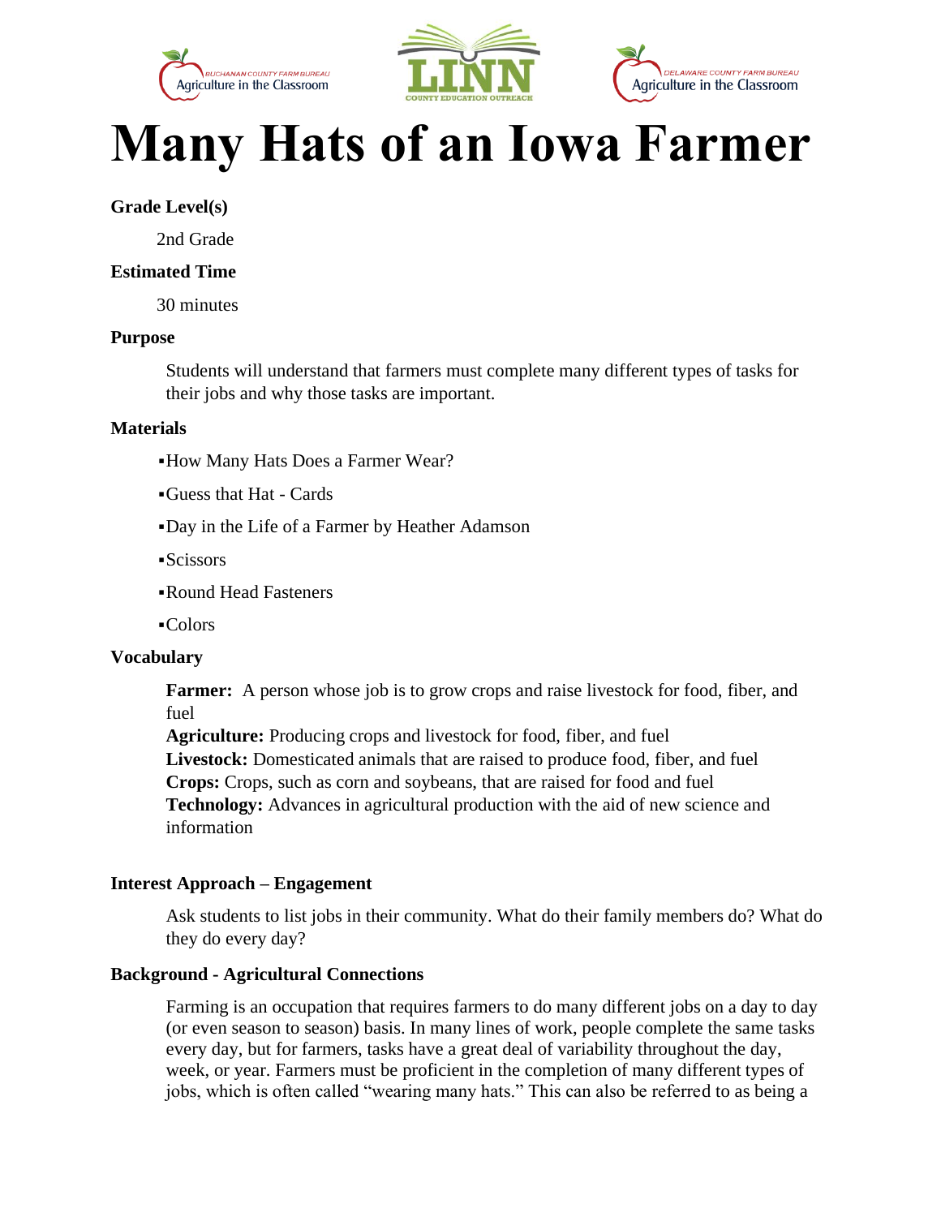# Many Hats of an Iowa Farmer

**Grade Level(s)**

2nd Grade

**Estimated Time**

30 minutes

**Purpose**

Students will understand that farmers must complete many different types of tasks for their jobs and why those tasks are important.

**Materials**

- How Many Hats Does a Farmer Wear?
- Guess that Hat - Cards
- Day in the Life of a Farmer by Heather Adamson
- Scissors
- Round Head Fasteners
- Colors

**Vocabulary**

**Farmer:** A person whose job is to grow crops and raise livestock for food, fiber, and fuel
**Agriculture:** Producing crops and livestock for food, fiber, and fuel
**Livestock:** Domesticated animals that are raised to produce food, fiber, and fuel
**Crops:** Crops, such as corn and soybeans, that are raised for food and fuel
**Technology:** Advances in agricultural production with the aid of new science and information

**Interest Approach – Engagement**

Ask students to list jobs in their community. What do their family members do? What do they do every day?

**Background - Agricultural Connections**

Farming is an occupation that requires farmers to do many different jobs on a day to day (or even season to season) basis. In many lines of work, people complete the same tasks every day, but for farmers, tasks have a great deal of variability throughout the day, week, or year. Farmers must be proficient in the completion of many different types of jobs, which is often called "wearing many hats." This can also be referred to as being a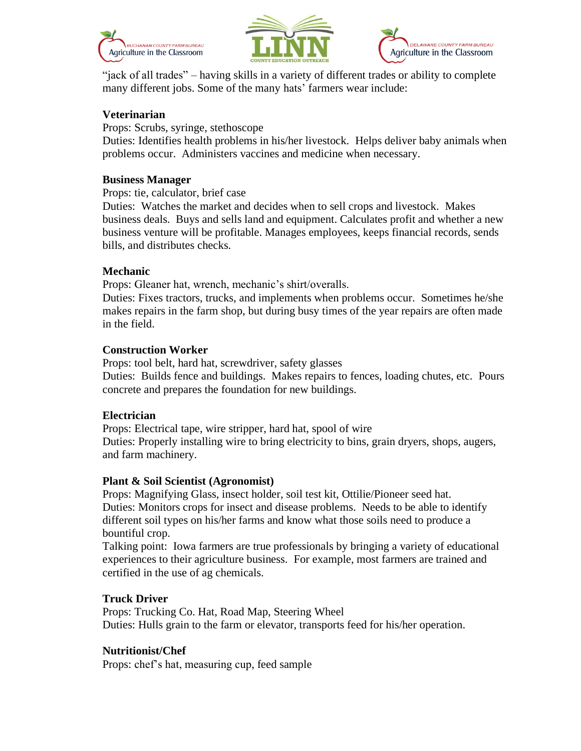"jack of all trades" – having skills in a variety of different trades or ability to complete many different jobs. Some of the many hats' farmers wear include:

**Veterinarian**
Props: Scrubs, syringe, stethoscope
Duties: Identifies health problems in his/her livestock. Helps deliver baby animals when problems occur. Administers vaccines and medicine when necessary.

**Business Manager**
Props: tie, calculator, brief case
Duties: Watches the market and decides when to sell crops and livestock. Makes business deals. Buys and sells land and equipment. Calculates profit and whether a new business venture will be profitable. Manages employees, keeps financial records, sends bills, and distributes checks.

**Mechanic**
Props: Gleaner hat, wrench, mechanic's shirt/overalls.
Duties: Fixes tractors, trucks, and implements when problems occur. Sometimes he/she makes repairs in the farm shop, but during busy times of the year repairs are often made in the field.

**Construction Worker**
Props: tool belt, hard hat, screwdriver, safety glasses
Duties: Builds fence and buildings. Makes repairs to fences, loading chutes, etc. Pours concrete and prepares the foundation for new buildings.

**Electrician**
Props: Electrical tape, wire stripper, hard hat, spool of wire
Duties: Properly installing wire to bring electricity to bins, grain dryers, shops, augers, and farm machinery.

**Plant & Soil Scientist (Agronomist)**
Props: Magnifying Glass, insect holder, soil test kit, Ottilie/Pioneer seed hat.
Duties: Monitors crops for insect and disease problems. Needs to be able to identify different soil types on his/her farms and know what those soils need to produce a bountiful crop.
Talking point: Iowa farmers are true professionals by bringing a variety of educational experiences to their agriculture business. For example, most farmers are trained and certified in the use of ag chemicals.

**Truck Driver**
Props: Trucking Co. Hat, Road Map, Steering Wheel
Duties: Hulls grain to the farm or elevator, transports feed for his/her operation.

**Nutritionist/Chef**
Props: chef's hat, measuring cup, feed sample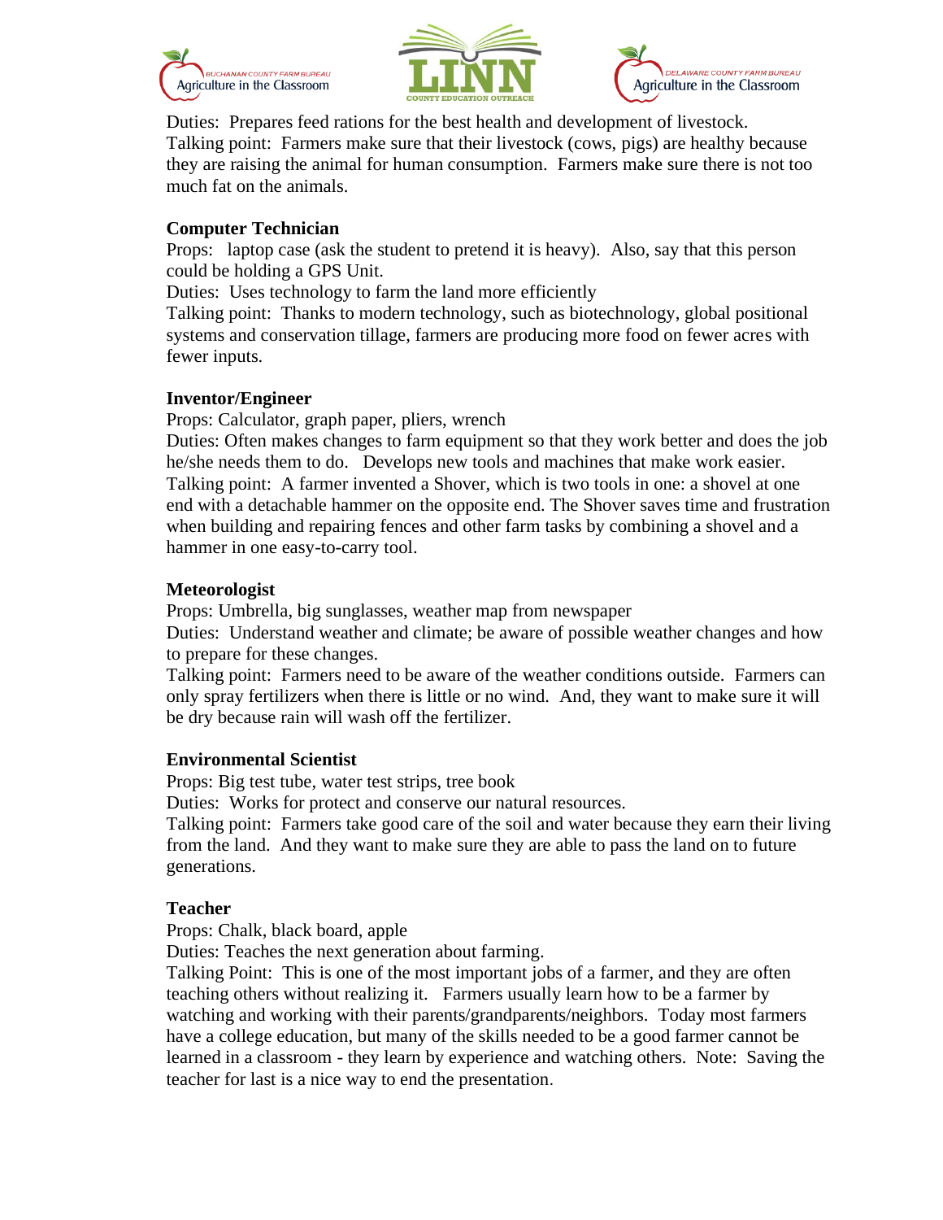Duties: Prepares feed rations for the best health and development of livestock.
Talking point: Farmers make sure that their livestock (cows, pigs) are healthy because they are raising the animal for human consumption. Farmers make sure there is not too much fat on the animals.

**Computer Technician**
Props: laptop case (ask the student to pretend it is heavy). Also, say that this person could be holding a GPS Unit.
Duties: Uses technology to farm the land more efficiently
Talking point: Thanks to modern technology, such as biotechnology, global positional systems and conservation tillage, farmers are producing more food on fewer acres with fewer inputs.

**Inventor/Engineer**
Props: Calculator, graph paper, pliers, wrench
Duties: Often makes changes to farm equipment so that they work better and does the job he/she needs them to do. Develops new tools and machines that make work easier.
Talking point: A farmer invented a Shover, which is two tools in one: a shovel at one end with a detachable hammer on the opposite end. The Shover saves time and frustration when building and repairing fences and other farm tasks by combining a shovel and a hammer in one easy-to-carry tool.

**Meteorologist**
Props: Umbrella, big sunglasses, weather map from newspaper
Duties: Understand weather and climate; be aware of possible weather changes and how to prepare for these changes.
Talking point: Farmers need to be aware of the weather conditions outside. Farmers can only spray fertilizers when there is little or no wind. And, they want to make sure it will be dry because rain will wash off the fertilizer.

**Environmental Scientist**
Props: Big test tube, water test strips, tree book
Duties: Works for protect and conserve our natural resources.
Talking point: Farmers take good care of the soil and water because they earn their living from the land. And they want to make sure they are able to pass the land on to future generations.

**Teacher**
Props: Chalk, black board, apple
Duties: Teaches the next generation about farming.
Talking Point: This is one of the most important jobs of a farmer, and they are often teaching others without realizing it. Farmers usually learn how to be a farmer by watching and working with their parents/grandparents/neighbors. Today most farmers have a college education, but many of the skills needed to be a good farmer cannot be learned in a classroom - they learn by experience and watching others. Note: Saving the teacher for last is a nice way to end the presentation.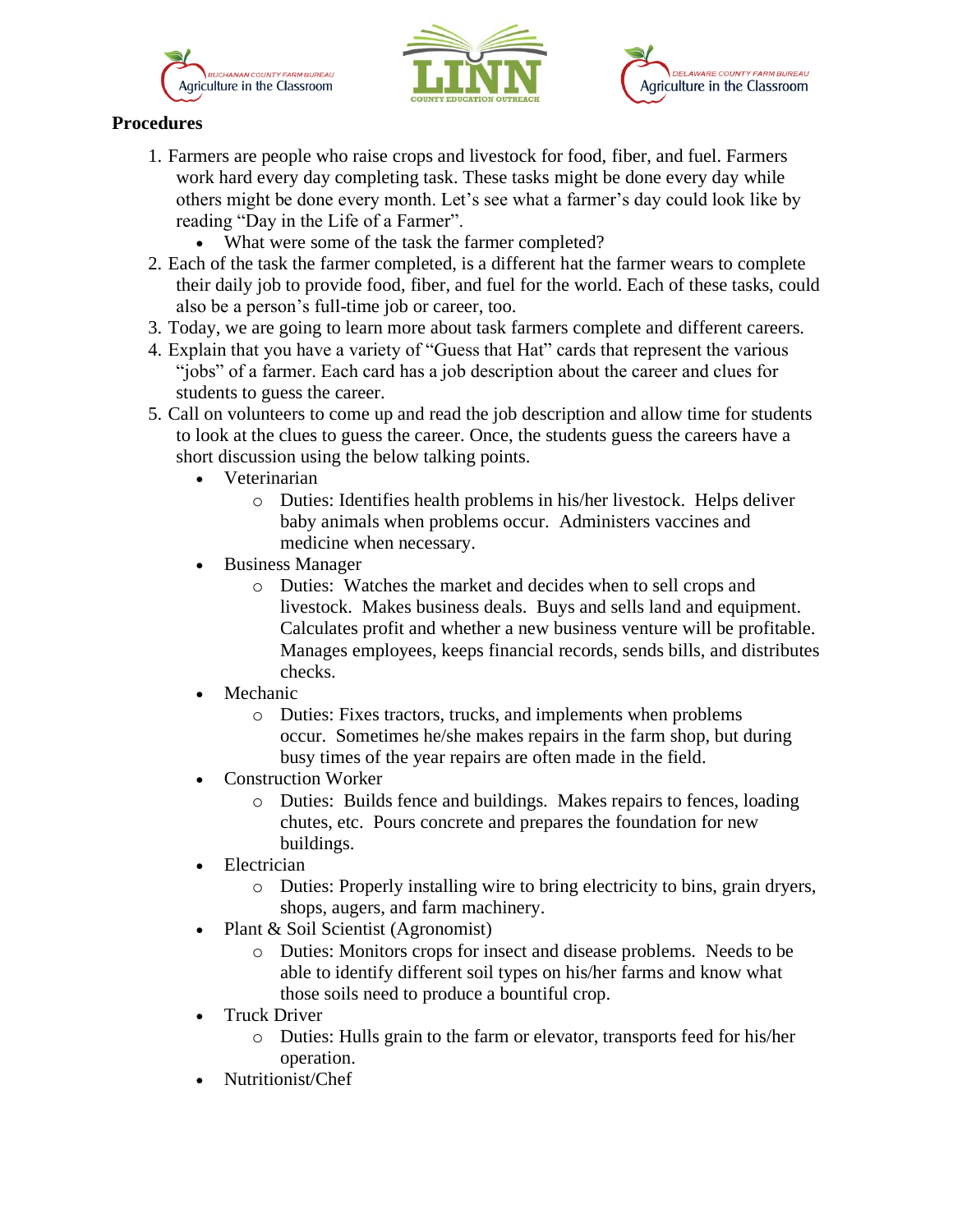**Procedures**

1. Farmers are people who raise crops and livestock for food, fiber, and fuel. Farmers work hard every day completing task. These tasks might be done every day while others might be done every month. Let's see what a farmer's day could look like by reading "Day in the Life of a Farmer".
    - What were some of the task the farmer completed?
2. Each of the task the farmer completed, is a different hat the farmer wears to complete their daily job to provide food, fiber, and fuel for the world. Each of these tasks, could also be a person's full-time job or career, too.
3. Today, we are going to learn more about task farmers complete and different careers.
4. Explain that you have a variety of "Guess that Hat" cards that represent the various "jobs" of a farmer. Each card has a job description about the career and clues for students to guess the career.
5. Call on volunteers to come up and read the job description and allow time for students to look at the clues to guess the career. Once, the students guess the careers have a short discussion using the below talking points.
    - Veterinarian
        - Duties: Identifies health problems in his/her livestock. Helps deliver baby animals when problems occur. Administers vaccines and medicine when necessary.
    - Business Manager
        - Duties: Watches the market and decides when to sell crops and livestock. Makes business deals. Buys and sells land and equipment. Calculates profit and whether a new business venture will be profitable. Manages employees, keeps financial records, sends bills, and distributes checks.
    - Mechanic
        - Duties: Fixes tractors, trucks, and implements when problems occur. Sometimes he/she makes repairs in the farm shop, but during busy times of the year repairs are often made in the field.
    - Construction Worker
        - Duties: Builds fence and buildings. Makes repairs to fences, loading chutes, etc. Pours concrete and prepares the foundation for new buildings.
    - Electrician
        - Duties: Properly installing wire to bring electricity to bins, grain dryers, shops, augers, and farm machinery.
    - Plant & Soil Scientist (Agronomist)
        - Duties: Monitors crops for insect and disease problems. Needs to be able to identify different soil types on his/her farms and know what those soils need to produce a bountiful crop.
    - Truck Driver
        - Duties: Hulls grain to the farm or elevator, transports feed for his/her operation.
    - Nutritionist/Chef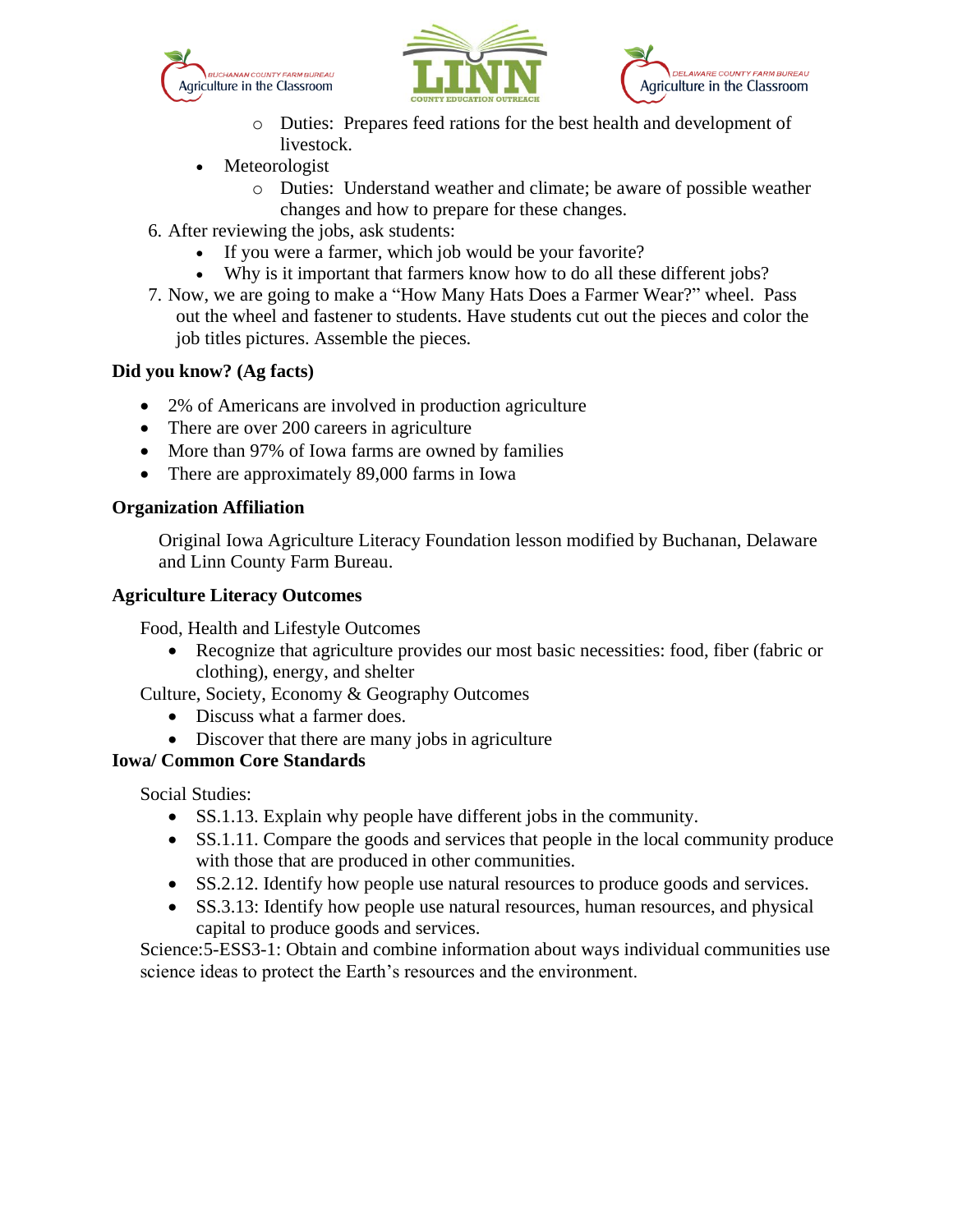- Duties: Prepares feed rations for the best health and development of livestock.
- Meteorologist
   - Duties: Understand weather and climate; be aware of possible weather changes and how to prepare for these changes.

6. After reviewing the jobs, ask students:
   - If you were a farmer, which job would be your favorite?
   - Why is it important that farmers know how to do all these different jobs?
7. Now, we are going to make a "How Many Hats Does a Farmer Wear?" wheel. Pass out the wheel and fastener to students. Have students cut out the pieces and color the job titles pictures. Assemble the pieces.

**Did you know? (Ag facts)**

- 2% of Americans are involved in production agriculture
- There are over 200 careers in agriculture
- More than 97% of Iowa farms are owned by families
- There are approximately 89,000 farms in Iowa

**Organization Affiliation**

Original Iowa Agriculture Literacy Foundation lesson modified by Buchanan, Delaware and Linn County Farm Bureau.

**Agriculture Literacy Outcomes**

Food, Health and Lifestyle Outcomes

- Recognize that agriculture provides our most basic necessities: food, fiber (fabric or clothing), energy, and shelter

Culture, Society, Economy & Geography Outcomes

- Discuss what a farmer does.
- Discover that there are many jobs in agriculture

**Iowa/ Common Core Standards**

Social Studies:

- SS.1.13. Explain why people have different jobs in the community.
- SS.1.11. Compare the goods and services that people in the local community produce with those that are produced in other communities.
- SS.2.12. Identify how people use natural resources to produce goods and services.
- SS.3.13: Identify how people use natural resources, human resources, and physical capital to produce goods and services.

Science:5-ESS3-1: Obtain and combine information about ways individual communities use science ideas to protect the Earth's resources and the environment.